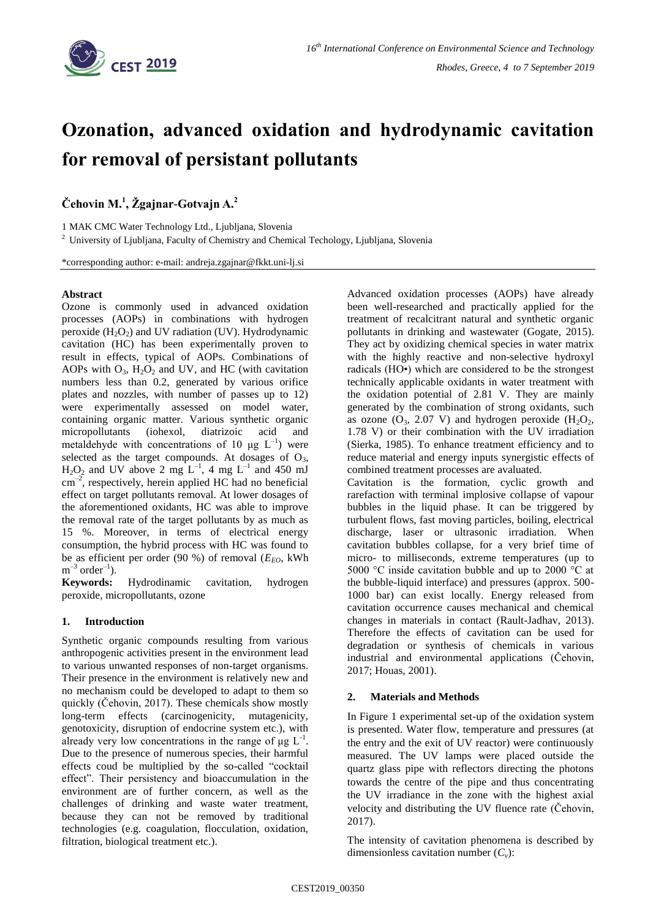# Ozonation, advanced oxidation and hydrodynamic cavitation for removal of persistant pollutants

**Čehovin M.[1], Žgajnar-Gotvajn A.[2]**

1 MAK CMC Water Technology Ltd., Ljubljana, Slovenia

2 University of Ljubljana, Faculty of Chemistry and Chemical Techology, Ljubljana, Slovenia

*corresponding author: e-mail: andreja.zgajnar@fkkt.uni-lj.si

### Abstract

Ozone is commonly used in advanced oxidation processes (AOPs) in combinations with hydrogen peroxide ($H_2O_2$) and UV radiation (UV). Hydrodynamic cavitation (HC) has been experimentally proven to result in effects, typical of AOPs. Combinations of AOPs with $O_3$, $H_2O_2$ and UV, and HC (with cavitation numbers less than 0.2, generated by various orifice plates and nozzles, with number of passes up to 12) were experimentally assessed on model water, containing organic matter. Various synthetic organic micropollutants (iohexol, diatrizoic acid and metaldehyde with concentrations of 10 μg $L^{-1}$) were selected as the target compounds. At dosages of $O_3$, $H_2O_2$ and UV above 2 mg $L^{-1}$, 4 mg $L^{-1}$ and 450 mJ $cm^{-2}$, respectively, herein applied HC had no beneficial effect on target pollutants removal. At lower dosages of the aforementioned oxidants, HC was able to improve the removal rate of the target pollutants by as much as 15 %. Moreover, in terms of electrical energy consumption, the hybrid process with HC was found to be as efficient per order (90 %) of removal ($E_{EO}$, kWh $m^{-3}$ $order^{-1}$).

**Keywords:** Hydrodinamic cavitation, hydrogen peroxide, micropollutants, ozone

## 1. Introduction

Synthetic organic compounds resulting from various anthropogenic activities present in the environment lead to various unwanted responses of non-target organisms. Their presence in the environment is relatively new and no mechanism could be developed to adapt to them so quickly (Čehovin, 2017). These chemicals show mostly long-term effects (carcinogenicity, mutagenicity, genotoxicity, disruption of endocrine system etc.), with already very low concentrations in the range of μg $L^{-1}$. Due to the presence of numerous species, their harmful effects coud be multiplied by the so-called "cocktail effect". Their persistency and bioaccumulation in the environment are of further concern, as well as the challenges of drinking and waste water treatment, because they can not be removed by traditional technologies (e.g. coagulation, flocculation, oxidation, filtration, biological treatment etc.).

Advanced oxidation processes (AOPs) have already been well-researched and practically applied for the treatment of recalcitrant natural and synthetic organic pollutants in drinking and wastewater (Gogate, 2015). They act by oxidizing chemical species in water matrix with the highly reactive and non-selective hydroxyl radicals (HO•) which are considered to be the strongest technically applicable oxidants in water treatment with the oxidation potential of 2.81 V. They are mainly generated by the combination of strong oxidants, such as ozone ($O_3$, 2.07 V) and hydrogen peroxide ($H_2O_2$, 1.78 V) or their combination with the UV irradiation (Sierka, 1985). To enhance treatment efficiency and to reduce material and energy inputs synergistic effects of combined treatment processes are evaluated.

Cavitation is the formation, cyclic growth and rarefaction with terminal implosive collapse of vapour bubbles in the liquid phase. It can be triggered by turbulent flows, fast moving particles, boiling, electrical discharge, laser or ultrasonic irradiation. When cavitation bubbles collapse, for a very brief time of micro- to milliseconds, extreme temperatures (up to 5000 °C inside cavitation bubble and up to 2000 °C at the bubble-liquid interface) and pressures (approx. 500-1000 bar) can exist locally. Energy released from cavitation occurrence causes mechanical and chemical changes in materials in contact (Rault-Jadhav, 2013). Therefore the effects of cavitation can be used for degradation or synthesis of chemicals in various industrial and environmental applications (Čehovin, 2017; Houas, 2001).

## 2. Materials and Methods

In Figure 1 experimental set-up of the oxidation system is presented. Water flow, temperature and pressures (at the entry and the exit of UV reactor) were continuously measured. The UV lamps were placed outside the quartz glass pipe with reflectors directing the photons towards the centre of the pipe and thus concentrating the UV irradiance in the zone with the highest axial velocity and distributing the UV fluence rate (Čehovin, 2017).

The intensity of cavitation phenomena is described by dimensionless cavitation number ($C_v$):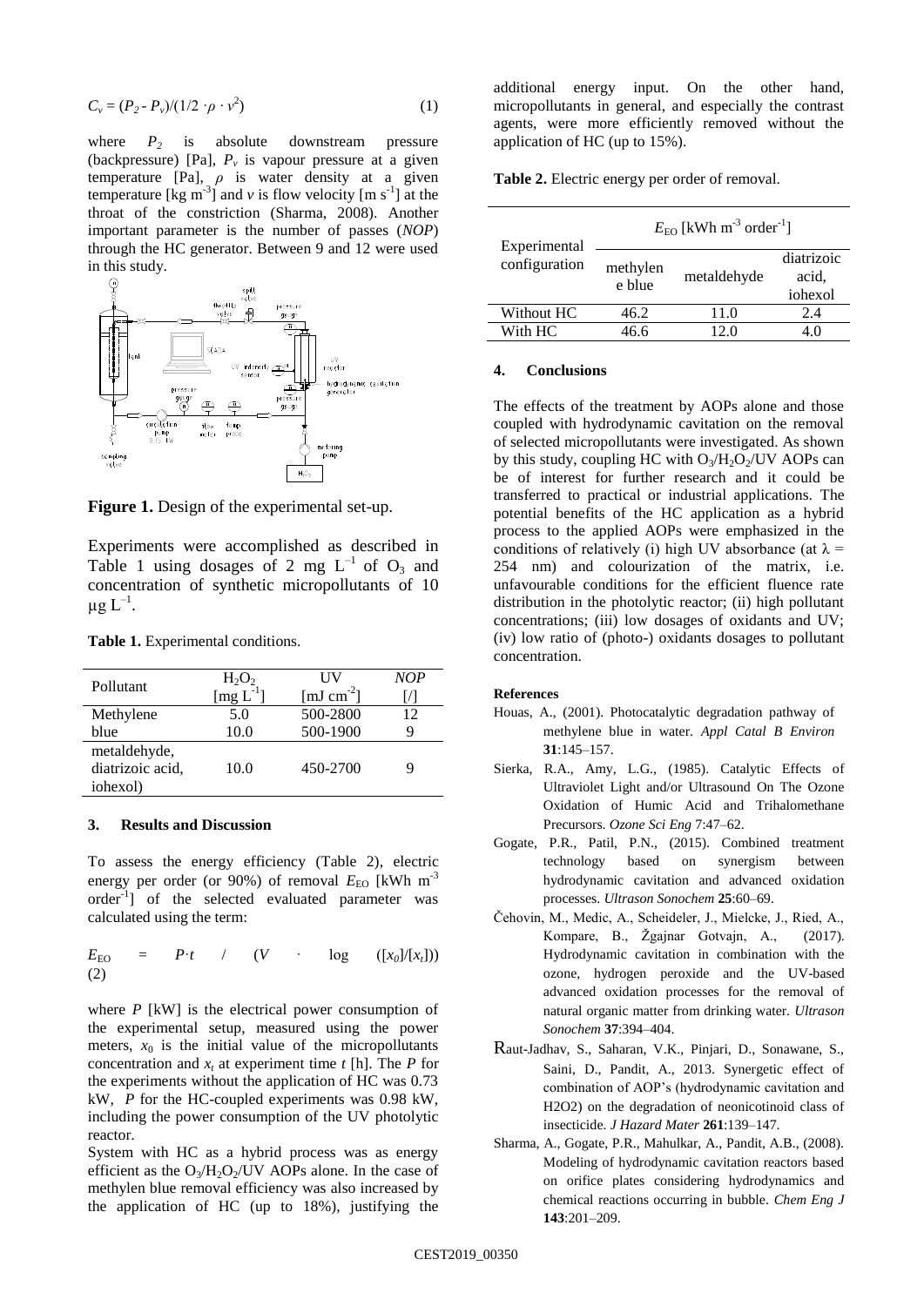$$C_v = (P_2 - P_v)/(1/2 \cdot \rho \cdot v^2) \quad (1)$$

where $P_2$ is absolute downstream pressure (backpressure) [Pa], $P_v$ is vapour pressure at a given temperature [Pa], $\rho$ is water density at a given temperature [kg m$^{-3}$] and $v$ is flow velocity [m s$^{-1}$] at the throat of the constriction (Sharma, 2008). Another important parameter is the number of passes (*NOP*) through the HC generator. Between 9 and 12 were used in this study.

split valve
throttle valve
pressure gauge
SCADA
UV intensity sensor
UV reactor
hydrodynamic cavitation generator
pressure gauge
pressure gauge
circulation pump 0.75 kW
flow meter
temp. probe
metering pump
$H_2O_2$
sampling valve

**Figure 1.** Design of the experimental set-up.

Experiments were accomplished as described in Table 1 using dosages of 2 mg L$^{-1}$ of $O_3$ and concentration of synthetic micropollutants of 10 µg L$^{-1}$.

**Table 1.** Experimental conditions.

| Pollutant | $H_2O_2$ [mg L$^{-1}$] | UV [mJ cm$^{-2}$] | *NOP* [/] |
|---|---|---|---|
| Methylene | 5.0 | 500-2800 | 12 |
| blue | 10.0 | 500-1900 | 9 |
| metaldehyde, diatrizoic acid, iohexol) | 10.0 | 450-2700 | 9 |

## 3. Results and Discussion

To assess the energy efficiency (Table 2), electric energy per order (or 90%) of removal $E_{EO}$ [kWh m$^{-3}$ order$^{-1}$] of the selected evaluated parameter was calculated using the term:

$$E_{EO} = P \cdot t \;/\; (V \cdot \log([x_0]/[x_t])) \quad (2)$$

where $P$ [kW] is the electrical power consumption of the experimental setup, measured using the power meters, $x_0$ is the initial value of the micropollutants concentration and $x_t$ at experiment time $t$ [h]. The $P$ for the experiments without the application of HC was 0.73 kW, $P$ for the HC-coupled experiments was 0.98 kW, including the power consumption of the UV photolytic reactor.

System with HC as a hybrid process was as energy efficient as the $O_3/H_2O_2$/UV AOPs alone. In the case of methylen blue removal efficiency was also increased by the application of HC (up to 18%), justifying the additional energy input. On the other hand, micropollutants in general, and especially the contrast agents, were more efficiently removed without the application of HC (up to 15%).

**Table 2.** Electric energy per order of removal.

| Experimental configuration | $E_{EO}$ [kWh m$^{-3}$ order$^{-1}$] | | |
|---|---|---|---|
| | methylen e blue | metaldehyde | diatrizoic acid, iohexol |
| Without HC | 46.2 | 11.0 | 2.4 |
| With HC | 46.6 | 12.0 | 4.0 |

## 4. Conclusions

The effects of the treatment by AOPs alone and those coupled with hydrodynamic cavitation on the removal of selected micropollutants were investigated. As shown by this study, coupling HC with $O_3/H_2O_2$/UV AOPs can be of interest for further research and it could be transferred to practical or industrial applications. The potential benefits of the HC application as a hybrid process to the applied AOPs were emphasized in the conditions of relatively (i) high UV absorbance (at $\lambda$ = 254 nm) and colourization of the matrix, i.e. unfavourable conditions for the efficient fluence rate distribution in the photolytic reactor; (ii) high pollutant concentrations; (iii) low dosages of oxidants and UV; (iv) low ratio of (photo-) oxidants dosages to pollutant concentration.

### References

Houas, A., (2001). Photocatalytic degradation pathway of methylene blue in water. *Appl Catal B Environ* **31**:145–157.

Sierka, R.A., Amy, L.G., (1985). Catalytic Effects of Ultraviolet Light and/or Ultrasound On The Ozone Oxidation of Humic Acid and Trihalomethane Precursors. *Ozone Sci Eng* 7:47–62.

Gogate, P.R., Patil, P.N., (2015). Combined treatment technology based on synergism between hydrodynamic cavitation and advanced oxidation processes. *Ultrason Sonochem* **25**:60–69.

Čehovin, M., Medic, A., Scheideler, J., Mielcke, J., Ried, A., Kompare, B., Žgajnar Gotvajn, A., (2017). Hydrodynamic cavitation in combination with the ozone, hydrogen peroxide and the UV-based advanced oxidation processes for the removal of natural organic matter from drinking water. *Ultrason Sonochem* **37**:394–404.

Raut-Jadhav, S., Saharan, V.K., Pinjari, D., Sonawane, S., Saini, D., Pandit, A., 2013. Synergetic effect of combination of AOP's (hydrodynamic cavitation and H2O2) on the degradation of neonicotinoid class of insecticide. *J Hazard Mater* **261**:139–147.

Sharma, A., Gogate, P.R., Mahulkar, A., Pandit, A.B., (2008). Modeling of hydrodynamic cavitation reactors based on orifice plates considering hydrodynamics and chemical reactions occurring in bubble. *Chem Eng J* **143**:201–209.